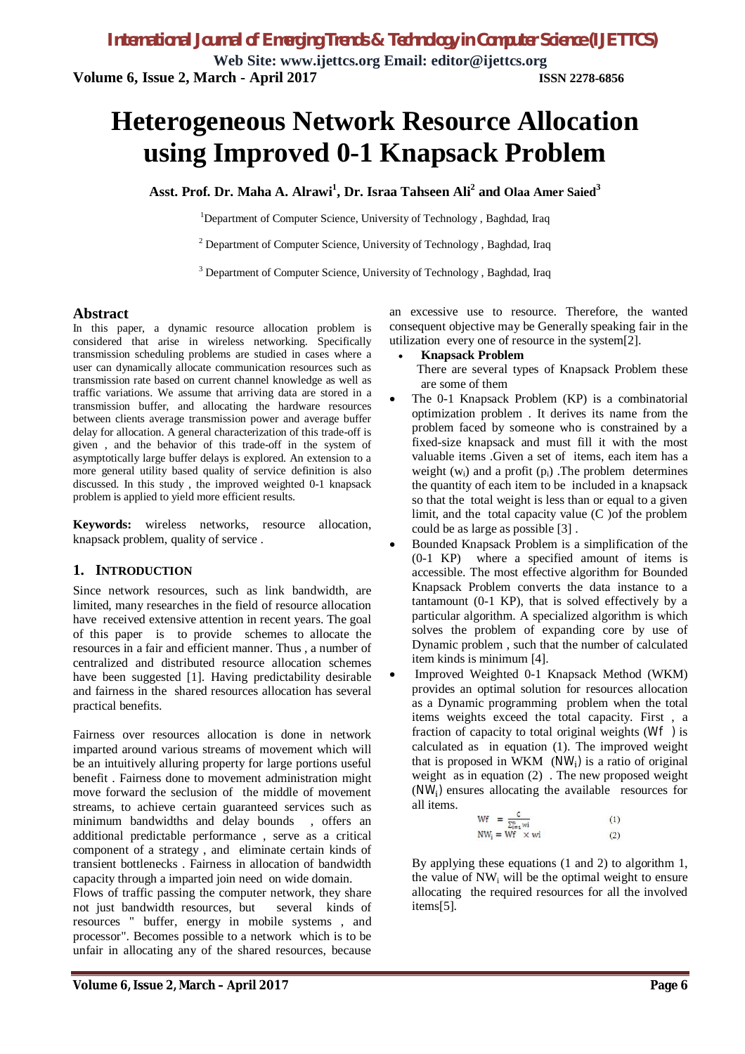# Heterogeneous Network Resource Allocation using Improved 0-1 Knapsack Problem

**Asst. Prof. Dr. Maha A. Alrawi[1], Dr. Israa Tahseen Ali[2] and Olaa Amer Saied[3]**

[1]Department of Computer Science, University of Technology , Baghdad, Iraq

[2] Department of Computer Science, University of Technology , Baghdad, Iraq

[3] Department of Computer Science, University of Technology , Baghdad, Iraq

## Abstract

In this paper, a dynamic resource allocation problem is considered that arise in wireless networking. Specifically transmission scheduling problems are studied in cases where a user can dynamically allocate communication resources such as transmission rate based on current channel knowledge as well as traffic variations. We assume that arriving data are stored in a transmission buffer, and allocating the hardware resources between clients average transmission power and average buffer delay for allocation. A general characterization of this trade-off is given , and the behavior of this trade-off in the system of asymptotically large buffer delays is explored. An extension to a more general utility based quality of service definition is also discussed. In this study , the improved weighted 0-1 knapsack problem is applied to yield more efficient results.

**Keywords:** wireless networks, resource allocation, knapsack problem, quality of service .

## 1. INTRODUCTION

Since network resources, such as link bandwidth, are limited, many researches in the field of resource allocation have received extensive attention in recent years. The goal of this paper is to provide schemes to allocate the resources in a fair and efficient manner. Thus , a number of centralized and distributed resource allocation schemes have been suggested [1]. Having predictability desirable and fairness in the shared resources allocation has several practical benefits.

Fairness over resources allocation is done in network imparted around various streams of movement which will be an intuitively alluring property for large portions useful benefit . Fairness done to movement administration might move forward the seclusion of the middle of movement streams, to achieve certain guaranteed services such as minimum bandwidths and delay bounds , offers an additional predictable performance , serve as a critical component of a strategy , and eliminate certain kinds of transient bottlenecks . Fairness in allocation of bandwidth capacity through a imparted join need on wide domain.

Flows of traffic passing the computer network, they share not just bandwidth resources, but several kinds of resources " buffer, energy in mobile systems , and processor". Becomes possible to a network which is to be unfair in allocating any of the shared resources, because an excessive use to resource. Therefore, the wanted consequent objective may be Generally speaking fair in the utilization every one of resource in the system[2].

- **Knapsack Problem**

  There are several types of Knapsack Problem these are some of them

- The 0-1 Knapsack Problem (KP) is a combinatorial optimization problem . It derives its name from the problem faced by someone who is constrained by a fixed-size knapsack and must fill it with the most valuable items .Given a set of items, each item has a weight ($w_i$) and a profit ($p_i$) .The problem determines the quantity of each item to be included in a knapsack so that the total weight is less than or equal to a given limit, and the total capacity value (C )of the problem could be as large as possible [3] .
- Bounded Knapsack Problem is a simplification of the (0-1 KP) where a specified amount of items is accessible. The most effective algorithm for Bounded Knapsack Problem converts the data instance to a tantamount (0-1 KP), that is solved effectively by a particular algorithm. A specialized algorithm is which solves the problem of expanding core by use of Dynamic problem , such that the number of calculated item kinds is minimum [4].
- Improved Weighted 0-1 Knapsack Method (WKM) provides an optimal solution for resources allocation as a Dynamic programming problem when the total items weights exceed the total capacity. First , a fraction of capacity to total original weights (Wf ) is calculated as in equation (1). The improved weight that is proposed in WKM ($NW_i$) is a ratio of original weight as in equation (2) . The new proposed weight ($NW_i$) ensures allocating the available resources for all items.

$$Wf = \frac{C}{\sum_{i=1}^{n} wi} \qquad (1)$$

$$NW_i = Wf \times wi \qquad (2)$$

By applying these equations (1 and 2) to algorithm 1, the value of $NW_i$ will be the optimal weight to ensure allocating the required resources for all the involved items[5].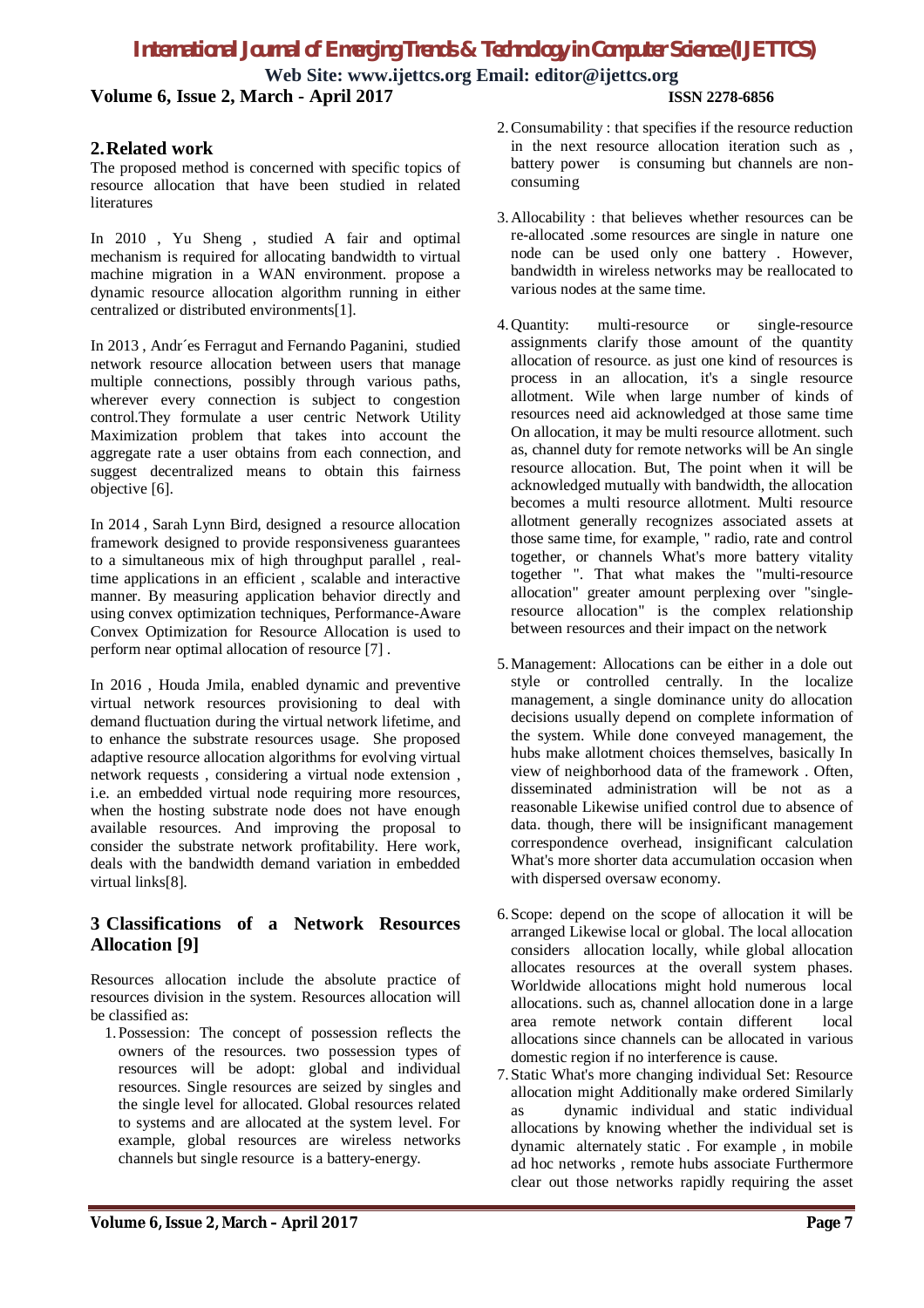## 2. Related work

The proposed method is concerned with specific topics of resource allocation that have been studied in related literatures

In 2010 , Yu Sheng , studied A fair and optimal mechanism is required for allocating bandwidth to virtual machine migration in a WAN environment. propose a dynamic resource allocation algorithm running in either centralized or distributed environments[1].

In 2013 , Andr´es Ferragut and Fernando Paganini, studied network resource allocation between users that manage multiple connections, possibly through various paths, wherever every connection is subject to congestion control.They formulate a user centric Network Utility Maximization problem that takes into account the aggregate rate a user obtains from each connection, and suggest decentralized means to obtain this fairness objective [6].

In 2014 , Sarah Lynn Bird, designed a resource allocation framework designed to provide responsiveness guarantees to a simultaneous mix of high throughput parallel , real-time applications in an efficient , scalable and interactive manner. By measuring application behavior directly and using convex optimization techniques, Performance-Aware Convex Optimization for Resource Allocation is used to perform near optimal allocation of resource [7] .

In 2016 , Houda Jmila, enabled dynamic and preventive virtual network resources provisioning to deal with demand fluctuation during the virtual network lifetime, and to enhance the substrate resources usage. She proposed adaptive resource allocation algorithms for evolving virtual network requests , considering a virtual node extension , i.e. an embedded virtual node requiring more resources, when the hosting substrate node does not have enough available resources. And improving the proposal to consider the substrate network profitability. Here work, deals with the bandwidth demand variation in embedded virtual links[8].

## 3 Classifications of a Network Resources Allocation [9]

Resources allocation include the absolute practice of resources division in the system. Resources allocation will be classified as:

1. Possession: The concept of possession reflects the owners of the resources. two possession types of resources will be adopt: global and individual resources. Single resources are seized by singles and the single level for allocated. Global resources related to systems and are allocated at the system level. For example, global resources are wireless networks channels but single resource is a battery-energy.
2. Consumability : that specifies if the resource reduction in the next resource allocation iteration such as , battery power is consuming but channels are non-consuming
3. Allocability : that believes whether resources can be re-allocated .some resources are single in nature one node can be used only one battery . However, bandwidth in wireless networks may be reallocated to various nodes at the same time.
4. Quantity: multi-resource or single-resource assignments clarify those amount of the quantity allocation of resource. as just one kind of resources is process in an allocation, it's a single resource allotment. Wile when large number of kinds of resources need aid acknowledged at those same time On allocation, it may be multi resource allotment. such as, channel duty for remote networks will be An single resource allocation. But, The point when it will be acknowledged mutually with bandwidth, the allocation becomes a multi resource allotment. Multi resource allotment generally recognizes associated assets at those same time, for example, " radio, rate and control together, or channels What's more battery vitality together ". That what makes the "multi-resource allocation" greater amount perplexing over "single-resource allocation" is the complex relationship between resources and their impact on the network
5. Management: Allocations can be either in a dole out style or controlled centrally. In the localize management, a single dominance unity do allocation decisions usually depend on complete information of the system. While done conveyed management, the hubs make allotment choices themselves, basically In view of neighborhood data of the framework . Often, disseminated administration will be not as a reasonable Likewise unified control due to absence of data. though, there will be insignificant management correspondence overhead, insignificant calculation What's more shorter data accumulation occasion when with dispersed oversaw economy.
6. Scope: depend on the scope of allocation it will be arranged Likewise local or global. The local allocation considers allocation locally, while global allocation allocates resources at the overall system phases. Worldwide allocations might hold numerous local allocations. such as, channel allocation done in a large area remote network contain different local allocations since channels can be allocated in various domestic region if no interference is cause.
7. Static What's more changing individual Set: Resource allocation might Additionally make ordered Similarly as dynamic individual and static individual allocations by knowing whether the individual set is dynamic alternately static . For example , in mobile ad hoc networks , remote hubs associate Furthermore clear out those networks rapidly requiring the asset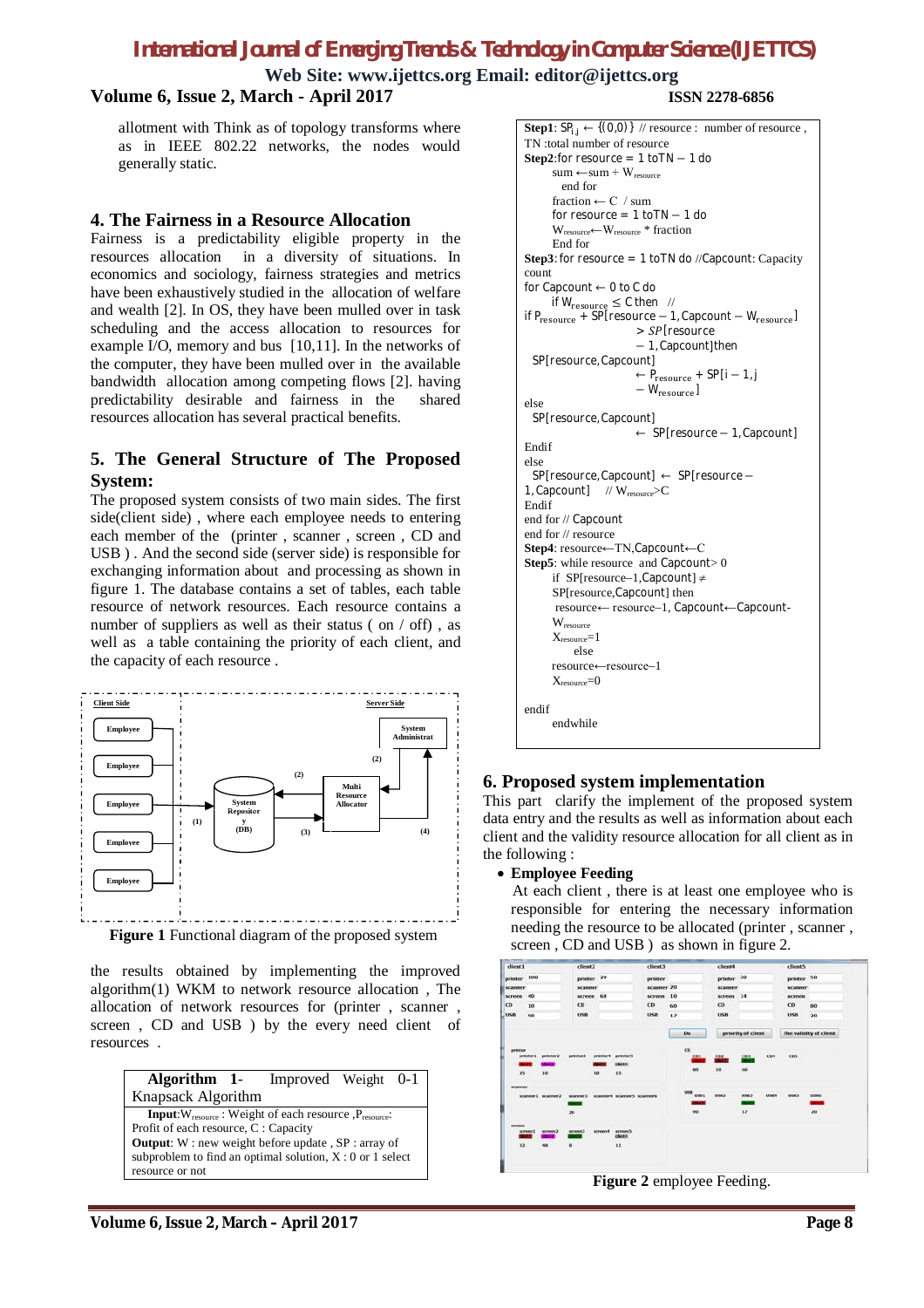allotment with Think as of topology transforms where as in IEEE 802.22 networks, the nodes would generally static.

## 4. The Fairness in a Resource Allocation

Fairness is a predictability eligible property in the resources allocation in a diversity of situations. In economics and sociology, fairness strategies and metrics have been exhaustively studied in the allocation of welfare and wealth [2]. In OS, they have been mulled over in task scheduling and the access allocation to resources for example I/O, memory and bus [10,11]. In the networks of the computer, they have been mulled over in the available bandwidth allocation among competing flows [2]. having predictability desirable and fairness in the shared resources allocation has several practical benefits.

## 5. The General Structure of The Proposed System:

The proposed system consists of two main sides. The first side(client side) , where each employee needs to entering each member of the (printer , scanner , screen , CD and USB ) . And the second side (server side) is responsible for exchanging information about and processing as shown in figure 1. The database contains a set of tables, each table resource of network resources. Each resource contains a number of suppliers as well as their status ( on / off) , as well as a table containing the priority of each client, and the capacity of each resource .

**Figure 1** Functional diagram of the proposed system

the results obtained by implementing the improved algorithm(1) WKM to network resource allocation , The allocation of network resources for (printer , scanner , screen , CD and USB ) by the every need client of resources .

**Algorithm 1-** Improved Weight 0-1 Knapsack Algorithm

**Input**:$W_{resource}$ : Weight of each resource ,$P_{resource}$: Profit of each resource, C : Capacity
**Output**: W : new weight before update , SP : array of subproblem to find an optimal solution, X : 0 or 1 select resource or not

**Step1**: $SP_{i,j} \leftarrow \{(0,0)\}$ // resource : number of resource , TN :total number of resource
**Step2**:for resource = 1 toTN – 1 do
  sum ←sum + $W_{resource}$
  end for
  fraction ← C / sum
  for resource = 1 toTN – 1 do
  $W_{resource} \leftarrow W_{resource}$ * fraction
  End for
**Step3**: for resource = 1 toTN do //Capcount: Capacity count
for Capcount ← 0 to C do
  if $W_{resource} \leq C$ then //
if $P_{resource}$ + SP[resource – 1, Capcount – $W_{resource}$]
  > SP[resource – 1, Capcount]then
  SP[resource, Capcount]
  ← $P_{resource}$ + SP[i – 1, j – $W_{resource}$]
else
  SP[resource, Capcount]
  ← SP[resource – 1, Capcount]
Endif
else
  SP[resource, Capcount] ← SP[resource – 1, Capcount] // $W_{resource}$>C
Endif
end for // Capcount
end for // resource
**Step4**: resource←TN,Capcount←C
**Step5**: while resource and Capcount> 0
  if SP[resource–1,Capcount] ≠ SP[resource,Capcount] then
  resource← resource–1, Capcount←Capcount- $W_{resource}$
  $X_{resource}$=1
  else
  resource←resource–1
  $X_{resource}$=0

endif
  endwhile

## 6. Proposed system implementation

This part clarify the implement of the proposed system data entry and the results as well as information about each client and the validity resource allocation for all client as in the following :

- **Employee Feeding**
  At each client , there is at least one employee who is responsible for entering the necessary information needing the resource to be allocated (printer , scanner , screen , CD and USB ) as shown in figure 2.

**Figure 2** employee Feeding.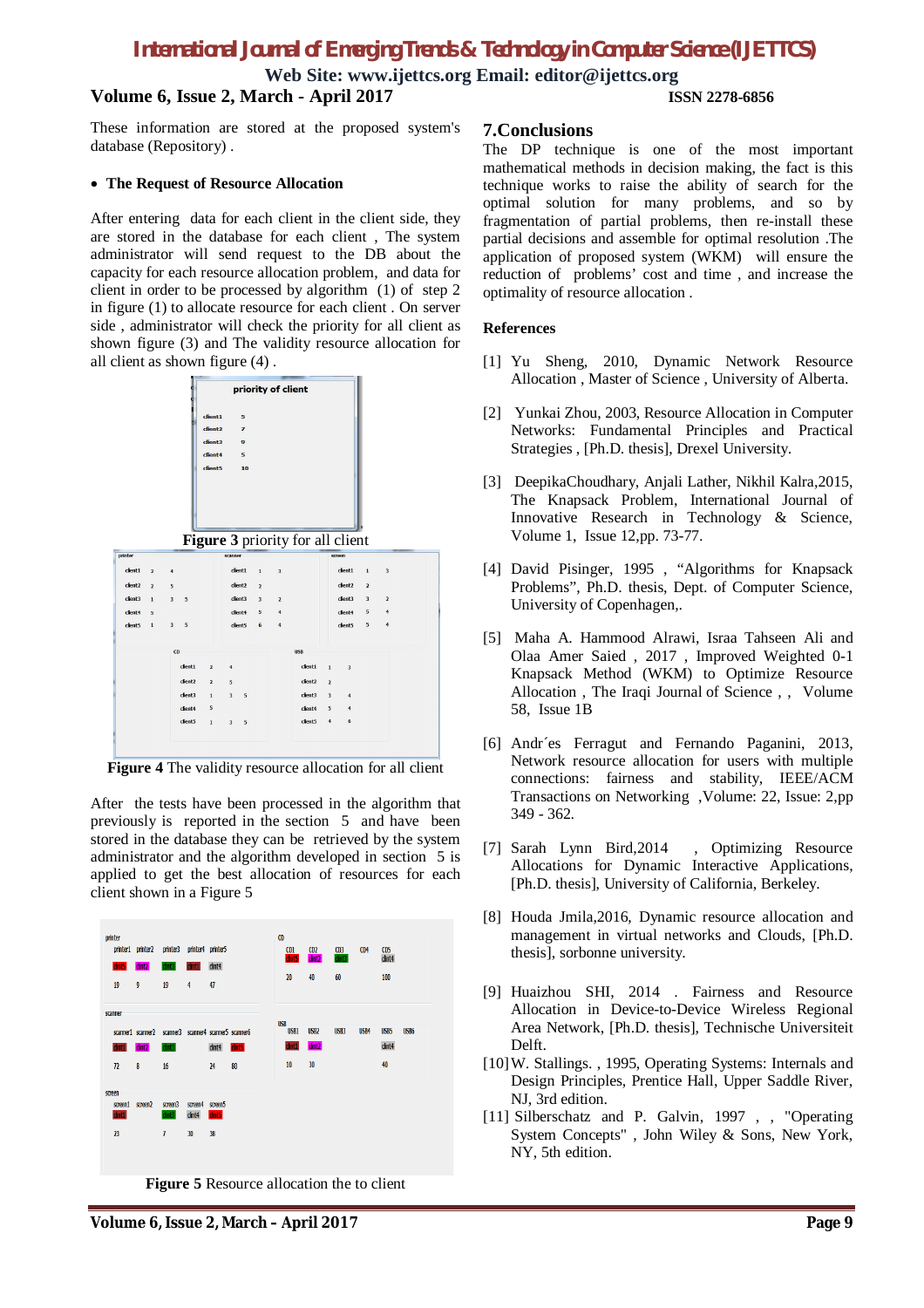These information are stored at the proposed system's database (Repository) .

- **The Request of Resource Allocation**

After entering data for each client in the client side, they are stored in the database for each client , The system administrator will send request to the DB about the capacity for each resource allocation problem, and data for client in order to be processed by algorithm (1) of step 2 in figure (1) to allocate resource for each client . On server side , administrator will check the priority for all client as shown figure (3) and The validity resource allocation for all client as shown figure (4) .

**Figure 3** priority for all client

**Figure 4** The validity resource allocation for all client

After the tests have been processed in the algorithm that previously is reported in the section 5 and have been stored in the database they can be retrieved by the system administrator and the algorithm developed in section 5 is applied to get the best allocation of resources for each client shown in a Figure 5

**Figure 5** Resource allocation the to client

## 7.Conclusions

The DP technique is one of the most important mathematical methods in decision making, the fact is this technique works to raise the ability of search for the optimal solution for many problems, and so by fragmentation of partial problems, then re-install these partial decisions and assemble for optimal resolution .The application of proposed system (WKM) will ensure the reduction of problems' cost and time , and increase the optimality of resource allocation .

## References

[1] Yu Sheng, 2010, Dynamic Network Resource Allocation , Master of Science , University of Alberta.

[2] Yunkai Zhou, 2003, Resource Allocation in Computer Networks: Fundamental Principles and Practical Strategies , [Ph.D. thesis], Drexel University.

[3] DeepikaChoudhary, Anjali Lather, Nikhil Kalra,2015, The Knapsack Problem, International Journal of Innovative Research in Technology & Science, Volume 1, Issue 12,pp. 73-77.

[4] David Pisinger, 1995 , "Algorithms for Knapsack Problems", Ph.D. thesis, Dept. of Computer Science, University of Copenhagen,.

[5] Maha A. Hammood Alrawi, Israa Tahseen Ali and Olaa Amer Saied , 2017 , Improved Weighted 0-1 Knapsack Method (WKM) to Optimize Resource Allocation , The Iraqi Journal of Science , , Volume 58, Issue 1B

[6] Andr´es Ferragut and Fernando Paganini, 2013, Network resource allocation for users with multiple connections: fairness and stability, IEEE/ACM Transactions on Networking ,Volume: 22, Issue: 2,pp 349 - 362.

[7] Sarah Lynn Bird,2014 , Optimizing Resource Allocations for Dynamic Interactive Applications, [Ph.D. thesis], University of California, Berkeley.

[8] Houda Jmila,2016, Dynamic resource allocation and management in virtual networks and Clouds, [Ph.D. thesis], sorbonne university.

[9] Huaizhou SHI, 2014 . Fairness and Resource Allocation in Device-to-Device Wireless Regional Area Network, [Ph.D. thesis], Technische Universiteit Delft.

[10] W. Stallings. , 1995, Operating Systems: Internals and Design Principles, Prentice Hall, Upper Saddle River, NJ, 3rd edition.

[11] Silberschatz and P. Galvin, 1997 , , "Operating System Concepts" , John Wiley & Sons, New York, NY, 5th edition.